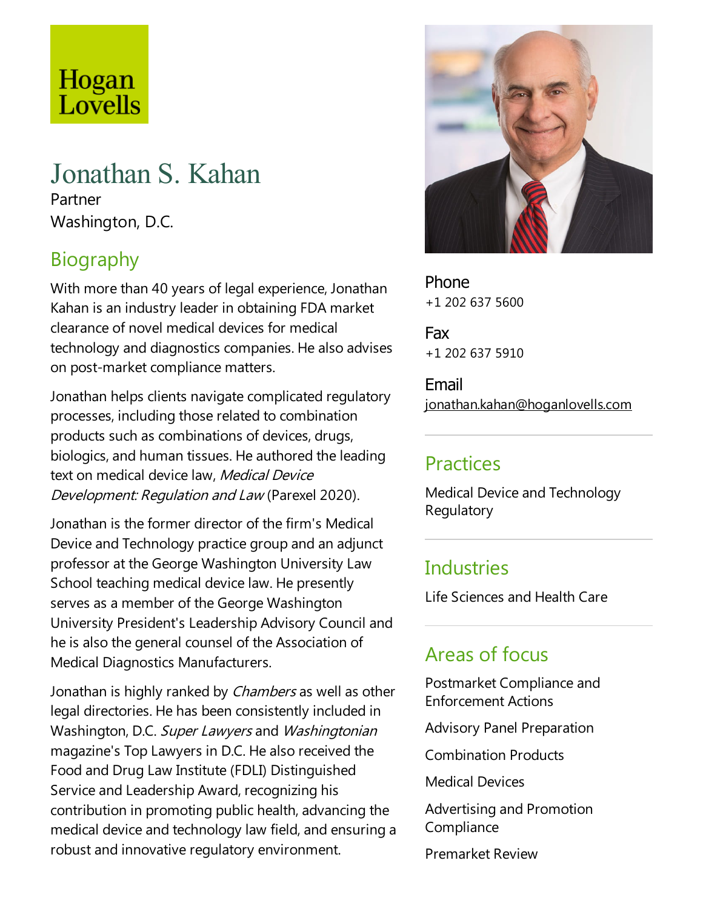Hogan Lovells

# Jonathan S. Kahan

Partner

Washington, D.C.

## Biography

With more than 40 years of legal experience, Jonathan Kahan is an industry leader in obtaining FDA market clearance of novel medical devices for medical technology and diagnostics companies. He also advises on post-market compliance matters.

Jonathan helps clients navigate complicated regulatory processes, including those related to combination products such as combinations of devices, drugs, biologics, and human tissues. He authored the leading text on medical device law, *Medical Device Development: Regulation and Law* (Parexel 2020).

Jonathan is the former director of the firm's Medical Device and Technology practice group and an adjunct professor at the George Washington University Law School teaching medical device law. He presently serves as a member of the George Washington University President's Leadership Advisory Council and he is also the general counsel of the Association of Medical Diagnostics Manufacturers.

Jonathan is highly ranked by *Chambers* as well as other legal directories. He has been consistently included in Washington, D.C. *Super Lawyers* and *Washingtonian* magazine's Top Lawyers in D.C. He also received the Food and Drug Law Institute (FDLI) Distinguished Service and Leadership Award, recognizing his contribution in promoting public health, advancing the medical device and technology law field, and ensuring a robust and innovative regulatory environment.

Phone
+1 202 637 5600

Fax
+1 202 637 5910

Email
jonathan.kahan@hoganlovells.com

## Practices

Medical Device and Technology Regulatory

## Industries

Life Sciences and Health Care

## Areas of focus

Postmarket Compliance and Enforcement Actions

Advisory Panel Preparation

Combination Products

Medical Devices

Advertising and Promotion Compliance

Premarket Review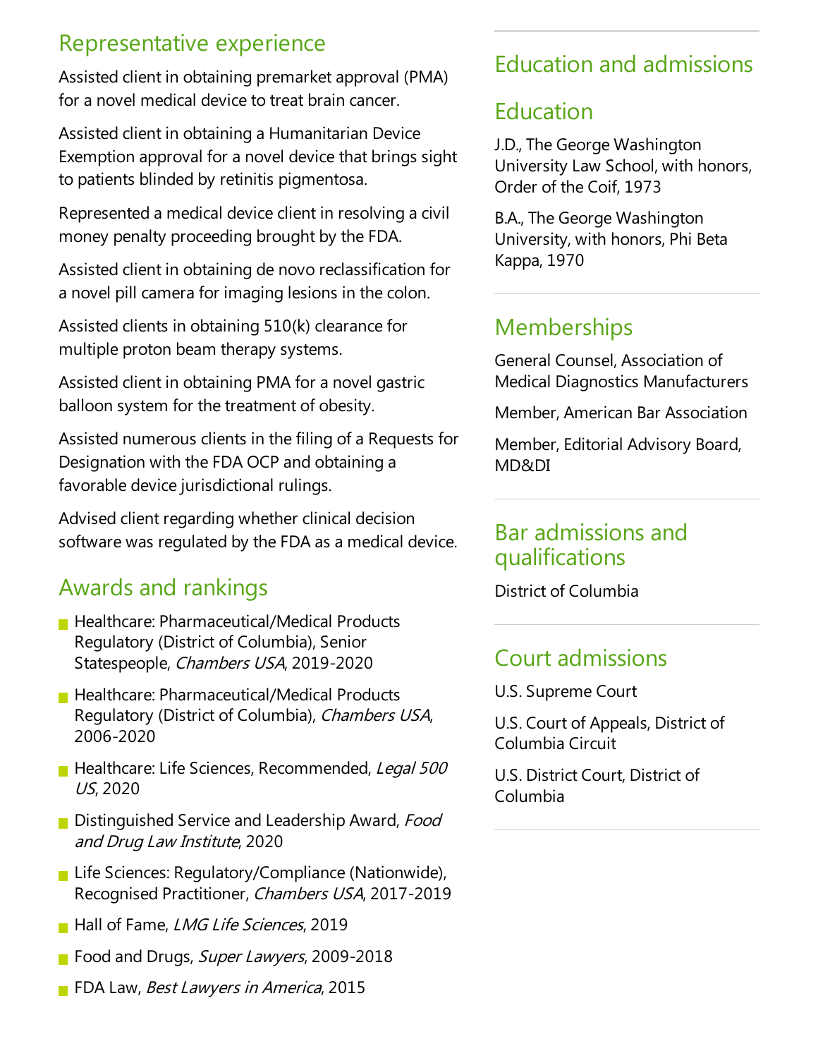## Representative experience

Assisted client in obtaining premarket approval (PMA) for a novel medical device to treat brain cancer.

Assisted client in obtaining a Humanitarian Device Exemption approval for a novel device that brings sight to patients blinded by retinitis pigmentosa.

Represented a medical device client in resolving a civil money penalty proceeding brought by the FDA.

Assisted client in obtaining de novo reclassification for a novel pill camera for imaging lesions in the colon.

Assisted clients in obtaining 510(k) clearance for multiple proton beam therapy systems.

Assisted client in obtaining PMA for a novel gastric balloon system for the treatment of obesity.

Assisted numerous clients in the filing of a Requests for Designation with the FDA OCP and obtaining a favorable device jurisdictional rulings.

Advised client regarding whether clinical decision software was regulated by the FDA as a medical device.

## Awards and rankings

- Healthcare: Pharmaceutical/Medical Products Regulatory (District of Columbia), Senior Statespeople, *Chambers USA*, 2019-2020
- Healthcare: Pharmaceutical/Medical Products Regulatory (District of Columbia), *Chambers USA*, 2006-2020
- Healthcare: Life Sciences, Recommended, *Legal 500 US*, 2020
- Distinguished Service and Leadership Award, *Food and Drug Law Institute*, 2020
- Life Sciences: Regulatory/Compliance (Nationwide), Recognised Practitioner, *Chambers USA*, 2017-2019
- Hall of Fame, *LMG Life Sciences*, 2019
- Food and Drugs, *Super Lawyers*, 2009-2018
- FDA Law, *Best Lawyers in America*, 2015

## Education and admissions

### Education

J.D., The George Washington University Law School, with honors, Order of the Coif, 1973

B.A., The George Washington University, with honors, Phi Beta Kappa, 1970

### Memberships

General Counsel, Association of Medical Diagnostics Manufacturers

Member, American Bar Association

Member, Editorial Advisory Board, MD&DI

### Bar admissions and qualifications

District of Columbia

### Court admissions

U.S. Supreme Court

U.S. Court of Appeals, District of Columbia Circuit

U.S. District Court, District of Columbia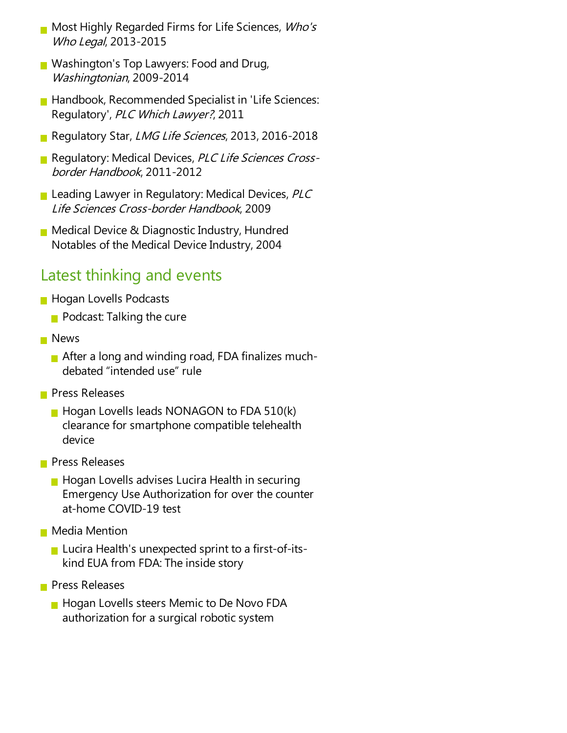- Most Highly Regarded Firms for Life Sciences, *Who's Who Legal*, 2013-2015
- Washington's Top Lawyers: Food and Drug, *Washingtonian*, 2009-2014
- Handbook, Recommended Specialist in 'Life Sciences: Regulatory', *PLC Which Lawyer?*, 2011
- Regulatory Star, *LMG Life Sciences*, 2013, 2016-2018
- Regulatory: Medical Devices, *PLC Life Sciences Cross-border Handbook*, 2011-2012
- Leading Lawyer in Regulatory: Medical Devices, *PLC Life Sciences Cross-border Handbook*, 2009
- Medical Device & Diagnostic Industry, Hundred Notables of the Medical Device Industry, 2004

## Latest thinking and events

- Hogan Lovells Podcasts
  - Podcast: Talking the cure
- News
  - After a long and winding road, FDA finalizes much-debated "intended use" rule
- Press Releases
  - Hogan Lovells leads NONAGON to FDA 510(k) clearance for smartphone compatible telehealth device
- Press Releases
  - Hogan Lovells advises Lucira Health in securing Emergency Use Authorization for over the counter at-home COVID-19 test
- Media Mention
  - Lucira Health's unexpected sprint to a first-of-its-kind EUA from FDA: The inside story
- Press Releases
  - Hogan Lovells steers Memic to De Novo FDA authorization for a surgical robotic system